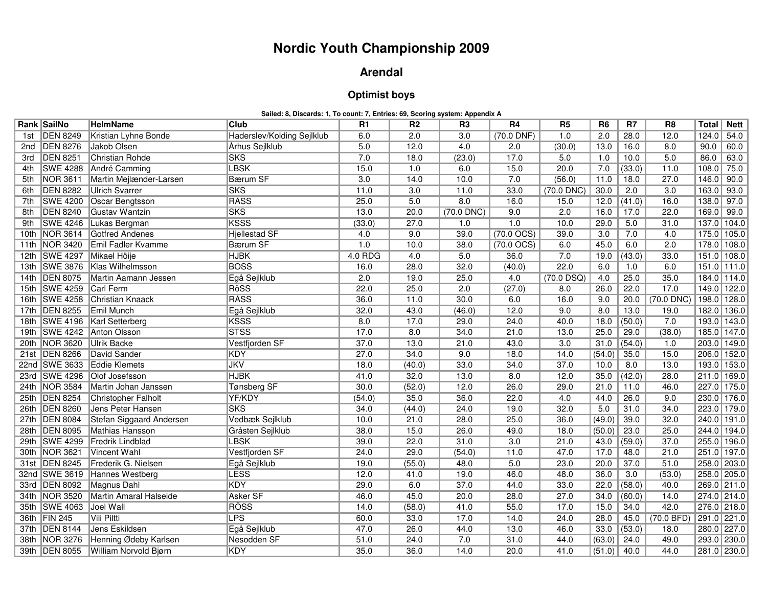# Nordic Youth Championship 2009

## Arendal

### Optimist boys

**Sailed: 8, Discards: 1, To count: 7, Entries: 69, Scoring system: Appendix A**

| Rank | SailNo | HelmName | Club | R1 | R2 | R3 | R4 | R5 | R6 | R7 | R8 | Total | Nett |
|---|---|---|---|---|---|---|---|---|---|---|---|---|---|
| 1st | DEN 8249 | Kristian Lyhne Bonde | Haderslev/Kolding Sejlklub | 6.0 | 2.0 | 3.0 | (70.0 DNF) | 1.0 | 2.0 | 28.0 | 12.0 | 124.0 | 54.0 |
| 2nd | DEN 8276 | Jakob Olsen | Århus Sejlklub | 5.0 | 12.0 | 4.0 | 2.0 | (30.0) | 13.0 | 16.0 | 8.0 | 90.0 | 60.0 |
| 3rd | DEN 8251 | Christian Rohde | SKS | 7.0 | 18.0 | (23.0) | 17.0 | 5.0 | 1.0 | 10.0 | 5.0 | 86.0 | 63.0 |
| 4th | SWE 4288 | André Camming | LBSK | 15.0 | 1.0 | 6.0 | 15.0 | 20.0 | 7.0 | (33.0) | 11.0 | 108.0 | 75.0 |
| 5th | NOR 3611 | Martin Mejlænder-Larsen | Bærum SF | 3.0 | 14.0 | 10.0 | 7.0 | (56.0) | 11.0 | 18.0 | 27.0 | 146.0 | 90.0 |
| 6th | DEN 8282 | Ulrich Svarrer | SKS | 11.0 | 3.0 | 11.0 | 33.0 | (70.0 DNC) | 30.0 | 2.0 | 3.0 | 163.0 | 93.0 |
| 7th | SWE 4200 | Oscar Bengtsson | RÅSS | 25.0 | 5.0 | 8.0 | 16.0 | 15.0 | 12.0 | (41.0) | 16.0 | 138.0 | 97.0 |
| 8th | DEN 8240 | Gustav Wantzin | SKS | 13.0 | 20.0 | (70.0 DNC) | 9.0 | 2.0 | 16.0 | 17.0 | 22.0 | 169.0 | 99.0 |
| 9th | SWE 4246 | Lukas Bergman | KSSS | (33.0) | 27.0 | 1.0 | 1.0 | 10.0 | 29.0 | 5.0 | 31.0 | 137.0 | 104.0 |
| 10th | NOR 3614 | Gotfred Andenes | Hjellestad SF | 4.0 | 9.0 | 39.0 | (70.0 OCS) | 39.0 | 3.0 | 7.0 | 4.0 | 175.0 | 105.0 |
| 11th | NOR 3420 | Emil Fadler Kvamme | Bærum SF | 1.0 | 10.0 | 38.0 | (70.0 OCS) | 6.0 | 45.0 | 6.0 | 2.0 | 178.0 | 108.0 |
| 12th | SWE 4297 | Mikael Höije | HJBK | 4.0 RDG | 4.0 | 5.0 | 36.0 | 7.0 | 19.0 | (43.0) | 33.0 | 151.0 | 108.0 |
| 13th | SWE 3876 | Klas Wilhelmsson | BOSS | 16.0 | 28.0 | 32.0 | (40.0) | 22.0 | 6.0 | 1.0 | 6.0 | 151.0 | 111.0 |
| 14th | DEN 8075 | Martin Aamann Jessen | Egå Sejlklub | 2.0 | 19.0 | 25.0 | 4.0 | (70.0 DSQ) | 4.0 | 25.0 | 35.0 | 184.0 | 114.0 |
| 15th | SWE 4259 | Carl Ferm | RöSS | 22.0 | 25.0 | 2.0 | (27.0) | 8.0 | 26.0 | 22.0 | 17.0 | 149.0 | 122.0 |
| 16th | SWE 4258 | Christian Knaack | RÅSS | 36.0 | 11.0 | 30.0 | 6.0 | 16.0 | 9.0 | 20.0 | (70.0 DNC) | 198.0 | 128.0 |
| 17th | DEN 8255 | Emil Munch | Egå Sejlklub | 32.0 | 43.0 | (46.0) | 12.0 | 9.0 | 8.0 | 13.0 | 19.0 | 182.0 | 136.0 |
| 18th | SWE 4196 | Karl Setterberg | KSSS | 8.0 | 17.0 | 29.0 | 24.0 | 40.0 | 18.0 | (50.0) | 7.0 | 193.0 | 143.0 |
| 19th | SWE 4242 | Anton Olsson | STSS | 17.0 | 8.0 | 34.0 | 21.0 | 13.0 | 25.0 | 29.0 | (38.0) | 185.0 | 147.0 |
| 20th | NOR 3620 | Ulrik Backe | Vestfjorden SF | 37.0 | 13.0 | 21.0 | 43.0 | 3.0 | 31.0 | (54.0) | 1.0 | 203.0 | 149.0 |
| 21st | DEN 8266 | David Sander | KDY | 27.0 | 34.0 | 9.0 | 18.0 | 14.0 | (54.0) | 35.0 | 15.0 | 206.0 | 152.0 |
| 22nd | SWE 3633 | Eddie Klemets | JKV | 18.0 | (40.0) | 33.0 | 34.0 | 37.0 | 10.0 | 8.0 | 13.0 | 193.0 | 153.0 |
| 23rd | SWE 4296 | Olof Josefsson | HJBK | 41.0 | 32.0 | 13.0 | 8.0 | 12.0 | 35.0 | (42.0) | 28.0 | 211.0 | 169.0 |
| 24th | NOR 3584 | Martin Johan Janssen | Tønsberg SF | 30.0 | (52.0) | 12.0 | 26.0 | 29.0 | 21.0 | 11.0 | 46.0 | 227.0 | 175.0 |
| 25th | DEN 8254 | Christopher Falholt | YF/KDY | (54.0) | 35.0 | 36.0 | 22.0 | 4.0 | 44.0 | 26.0 | 9.0 | 230.0 | 176.0 |
| 26th | DEN 8260 | Jens Peter Hansen | SKS | 34.0 | (44.0) | 24.0 | 19.0 | 32.0 | 5.0 | 31.0 | 34.0 | 223.0 | 179.0 |
| 27th | DEN 8084 | Stefan Siggaard Andersen | Vedbæk Sejlklub | 10.0 | 21.0 | 28.0 | 25.0 | 36.0 | (49.0) | 39.0 | 32.0 | 240.0 | 191.0 |
| 28th | DEN 8095 | Mathias Hansson | Gråsten Sejlklub | 38.0 | 15.0 | 26.0 | 49.0 | 18.0 | (50.0) | 23.0 | 25.0 | 244.0 | 194.0 |
| 29th | SWE 4299 | Fredrik Lindblad | LBSK | 39.0 | 22.0 | 31.0 | 3.0 | 21.0 | 43.0 | (59.0) | 37.0 | 255.0 | 196.0 |
| 30th | NOR 3621 | Vincent Wahl | Vestfjorden SF | 24.0 | 29.0 | (54.0) | 11.0 | 47.0 | 17.0 | 48.0 | 21.0 | 251.0 | 197.0 |
| 31st | DEN 8245 | Frederik G. Nielsen | Egå Sejlklub | 19.0 | (55.0) | 48.0 | 5.0 | 23.0 | 20.0 | 37.0 | 51.0 | 258.0 | 203.0 |
| 32nd | SWE 3619 | Hannes Westberg | LESS | 12.0 | 41.0 | 19.0 | 46.0 | 48.0 | 36.0 | 3.0 | (53.0) | 258.0 | 205.0 |
| 33rd | DEN 8092 | Magnus Dahl | KDY | 29.0 | 6.0 | 37.0 | 44.0 | 33.0 | 22.0 | (58.0) | 40.0 | 269.0 | 211.0 |
| 34th | NOR 3520 | Martin Amaral Halseide | Asker SF | 46.0 | 45.0 | 20.0 | 28.0 | 27.0 | 34.0 | (60.0) | 14.0 | 274.0 | 214.0 |
| 35th | SWE 4063 | Joel Wall | RÖSS | 14.0 | (58.0) | 41.0 | 55.0 | 17.0 | 15.0 | 34.0 | 42.0 | 276.0 | 218.0 |
| 36th | FIN 245 | Vili Piltti | LPS | 60.0 | 33.0 | 17.0 | 14.0 | 24.0 | 28.0 | 45.0 | (70.0 BFD) | 291.0 | 221.0 |
| 37th | DEN 8144 | Jens Eskildsen | Egå Sejlklub | 47.0 | 26.0 | 44.0 | 13.0 | 46.0 | 33.0 | (53.0) | 18.0 | 280.0 | 227.0 |
| 38th | NOR 3276 | Henning Ødeby Karlsen | Nesodden SF | 51.0 | 24.0 | 7.0 | 31.0 | 44.0 | (63.0) | 24.0 | 49.0 | 293.0 | 230.0 |
| 39th | DEN 8055 | William Norvold Bjørn | KDY | 35.0 | 36.0 | 14.0 | 20.0 | 41.0 | (51.0) | 40.0 | 44.0 | 281.0 | 230.0 |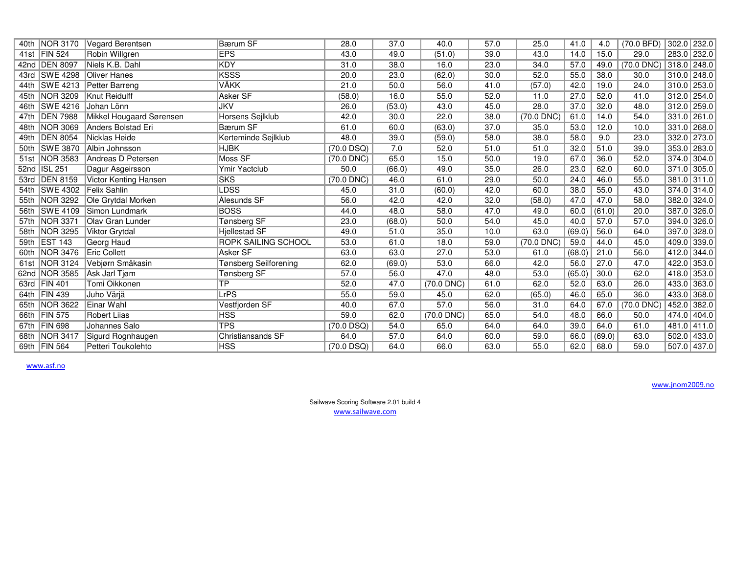| | | | | | | | | | | | | | |
|---|---|---|---|---|---|---|---|---|---|---|---|---|---|
| 40th | NOR 3170 | Vegard Berentsen | Bærum SF | 28.0 | 37.0 | 40.0 | 57.0 | 25.0 | 41.0 | 4.0 | (70.0 BFD) | 302.0 | 232.0 |
| 41st | FIN 524 | Robin Willgren | EPS | 43.0 | 49.0 | (51.0) | 39.0 | 43.0 | 14.0 | 15.0 | 29.0 | 283.0 | 232.0 |
| 42nd | DEN 8097 | Niels K.B. Dahl | KDY | 31.0 | 38.0 | 16.0 | 23.0 | 34.0 | 57.0 | 49.0 | (70.0 DNC) | 318.0 | 248.0 |
| 43rd | SWE 4298 | Oliver Hanes | KSSS | 20.0 | 23.0 | (62.0) | 30.0 | 52.0 | 55.0 | 38.0 | 30.0 | 310.0 | 248.0 |
| 44th | SWE 4213 | Petter Barreng | VÄKK | 21.0 | 50.0 | 56.0 | 41.0 | (57.0) | 42.0 | 19.0 | 24.0 | 310.0 | 253.0 |
| 45th | NOR 3209 | Knut Reidulff | Asker SF | (58.0) | 16.0 | 55.0 | 52.0 | 11.0 | 27.0 | 52.0 | 41.0 | 312.0 | 254.0 |
| 46th | SWE 4216 | Johan Lönn | JKV | 26.0 | (53.0) | 43.0 | 45.0 | 28.0 | 37.0 | 32.0 | 48.0 | 312.0 | 259.0 |
| 47th | DEN 7988 | Mikkel Hougaard Sørensen | Horsens Sejlklub | 42.0 | 30.0 | 22.0 | 38.0 | (70.0 DNC) | 61.0 | 14.0 | 54.0 | 331.0 | 261.0 |
| 48th | NOR 3069 | Anders Bolstad Eri | Bærum SF | 61.0 | 60.0 | (63.0) | 37.0 | 35.0 | 53.0 | 12.0 | 10.0 | 331.0 | 268.0 |
| 49th | DEN 8054 | Nicklas Heide | Kerteminde Sejlklub | 48.0 | 39.0 | (59.0) | 58.0 | 38.0 | 58.0 | 9.0 | 23.0 | 332.0 | 273.0 |
| 50th | SWE 3870 | Albin Johnsson | HJBK | (70.0 DSQ) | 7.0 | 52.0 | 51.0 | 51.0 | 32.0 | 51.0 | 39.0 | 353.0 | 283.0 |
| 51st | NOR 3583 | Andreas D Petersen | Moss SF | (70.0 DNC) | 65.0 | 15.0 | 50.0 | 19.0 | 67.0 | 36.0 | 52.0 | 374.0 | 304.0 |
| 52nd | ISL 251 | Dagur Ásgeirsson | Ymir Yactclub | 50.0 | (66.0) | 49.0 | 35.0 | 26.0 | 23.0 | 62.0 | 60.0 | 371.0 | 305.0 |
| 53rd | DEN 8159 | Victor Kenting Hansen | SKS | (70.0 DNC) | 46.0 | 61.0 | 29.0 | 50.0 | 24.0 | 46.0 | 55.0 | 381.0 | 311.0 |
| 54th | SWE 4302 | Felix Sahlin | LDSS | 45.0 | 31.0 | (60.0) | 42.0 | 60.0 | 38.0 | 55.0 | 43.0 | 374.0 | 314.0 |
| 55th | NOR 3292 | Ole Grytdal Morken | Ålesunds SF | 56.0 | 42.0 | 42.0 | 32.0 | (58.0) | 47.0 | 47.0 | 58.0 | 382.0 | 324.0 |
| 56th | SWE 4109 | Simon Lundmark | BOSS | 44.0 | 48.0 | 58.0 | 47.0 | 49.0 | 60.0 | (61.0) | 20.0 | 387.0 | 326.0 |
| 57th | NOR 3371 | Olav Gran Lunder | Tønsberg SF | 23.0 | (68.0) | 50.0 | 54.0 | 45.0 | 40.0 | 57.0 | 57.0 | 394.0 | 326.0 |
| 58th | NOR 3295 | Viktor Grytdal | Hjellestad SF | 49.0 | 51.0 | 35.0 | 10.0 | 63.0 | (69.0) | 56.0 | 64.0 | 397.0 | 328.0 |
| 59th | EST 143 | Georg Haud | ROPK SAILING SCHOOL | 53.0 | 61.0 | 18.0 | 59.0 | (70.0 DNC) | 59.0 | 44.0 | 45.0 | 409.0 | 339.0 |
| 60th | NOR 3476 | Eric Collett | Asker SF | 63.0 | 63.0 | 27.0 | 53.0 | 61.0 | (68.0) | 21.0 | 56.0 | 412.0 | 344.0 |
| 61st | NOR 3124 | Vebjørn Småkasin | Tønsberg Seilforening | 62.0 | (69.0) | 53.0 | 66.0 | 42.0 | 56.0 | 27.0 | 47.0 | 422.0 | 353.0 |
| 62nd | NOR 3585 | Ask Jarl Tjøm | Tønsberg SF | 57.0 | 56.0 | 47.0 | 48.0 | 53.0 | (65.0) | 30.0 | 62.0 | 418.0 | 353.0 |
| 63rd | FIN 401 | Tomi Oikkonen | TP | 52.0 | 47.0 | (70.0 DNC) | 61.0 | 62.0 | 52.0 | 63.0 | 26.0 | 433.0 | 363.0 |
| 64th | FIN 439 | Juho Värjä | LrPS | 55.0 | 59.0 | 45.0 | 62.0 | (65.0) | 46.0 | 65.0 | 36.0 | 433.0 | 368.0 |
| 65th | NOR 3622 | Einar Wahl | Vestfjorden SF | 40.0 | 67.0 | 57.0 | 56.0 | 31.0 | 64.0 | 67.0 | (70.0 DNC) | 452.0 | 382.0 |
| 66th | FIN 575 | Robert Liias | HSS | 59.0 | 62.0 | (70.0 DNC) | 65.0 | 54.0 | 48.0 | 66.0 | 50.0 | 474.0 | 404.0 |
| 67th | FIN 698 | Johannes Salo | TPS | (70.0 DSQ) | 54.0 | 65.0 | 64.0 | 64.0 | 39.0 | 64.0 | 61.0 | 481.0 | 411.0 |
| 68th | NOR 3417 | Sigurd Rognhaugen | Christiansands SF | 64.0 | 57.0 | 64.0 | 60.0 | 59.0 | 66.0 | (69.0) | 63.0 | 502.0 | 433.0 |
| 69th | FIN 564 | Petteri Toukolehto | HSS | (70.0 DSQ) | 64.0 | 66.0 | 63.0 | 55.0 | 62.0 | 68.0 | 59.0 | 507.0 | 437.0 |

www.asf.no

www.jnom2009.no

Sailwave Scoring Software 2.01 build 4
www.sailwave.com